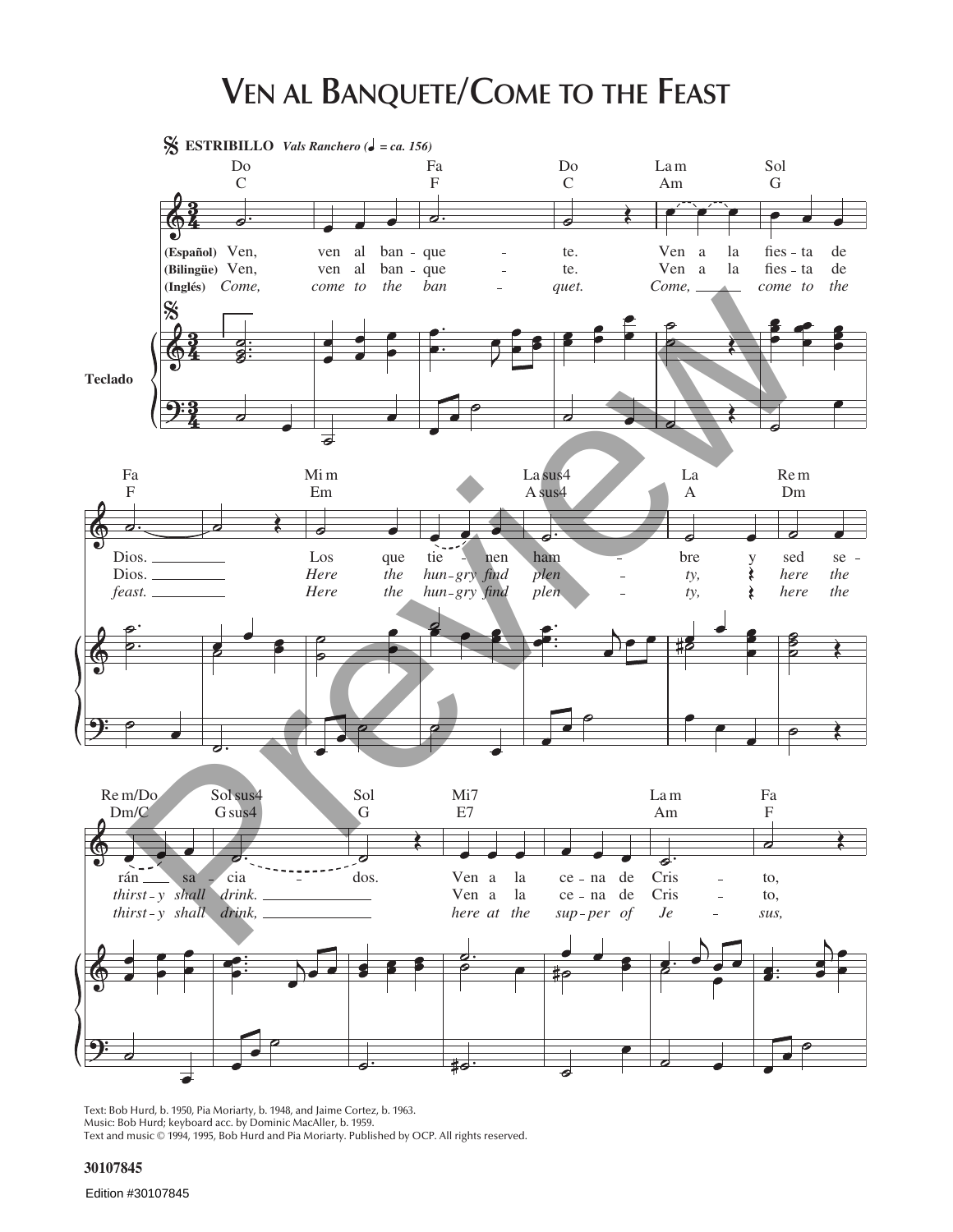# Ven al Banquete/Come to the Feast

Text: Bob Hurd, b. 1950, Pia Moriarty, b. 1948, and Jaime Cortez, b. 1963.
Music: Bob Hurd; keyboard acc. by Dominic MacAller, b. 1959.
Text and music © 1994, 1995, Bob Hurd and Pia Moriarty. Published by OCP. All rights reserved.

30107845

Edition #30107845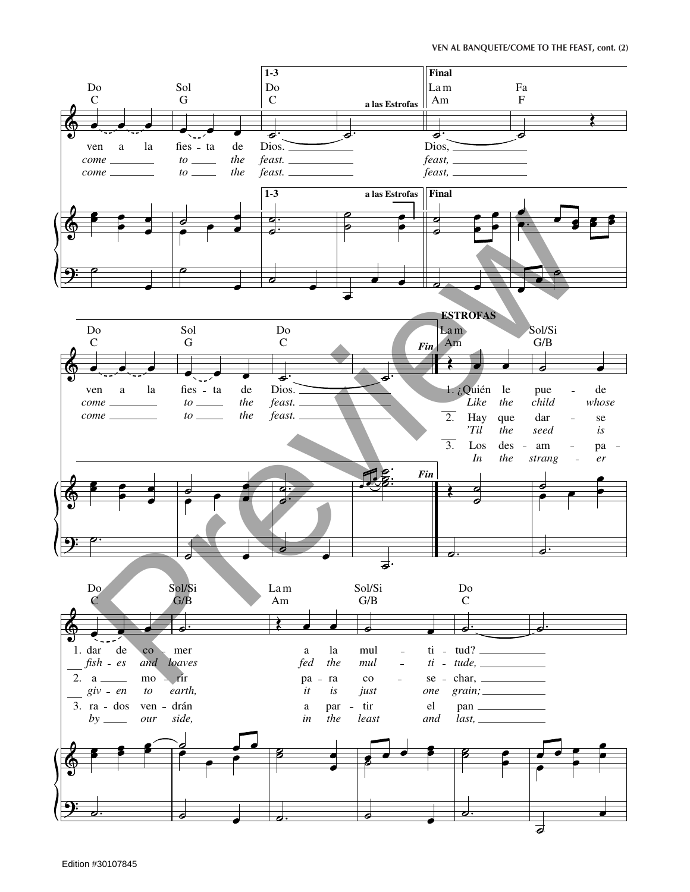Do / C — Sol / G — **1-3** Do / C — *a las Estrofas* — **Final** La m / Am — Fa / F

ven a la fies - ta de Dios. — Dios,
*come to the feast. — feast,*
*come to the feast. — feast,*

Do / C — Sol / G — Do / C — *Fin*

ven a la fies - ta de Dios.
*come to the feast.*
*come to the feast.*

**ESTROFAS**

La m / Am — Sol/Si / G/B — Do / C — Sol/Si / G/B — La m / Am — Sol/Si / G/B — Do / C

1. ¿Quién le pue - de dar de co - mer a la mul - ti - tud?
*Like the child whose fish - es and loaves fed the mul - ti - tude,*

2. Hay que dar - se a mo - rir pa - ra co - se - char,
*'Til the seed is giv - en to earth, it is just one grain;*

3. Los des - am - pa - ra - dos ven - drán a par - tir el pan
*In the strang - er by our side, in the least and last,*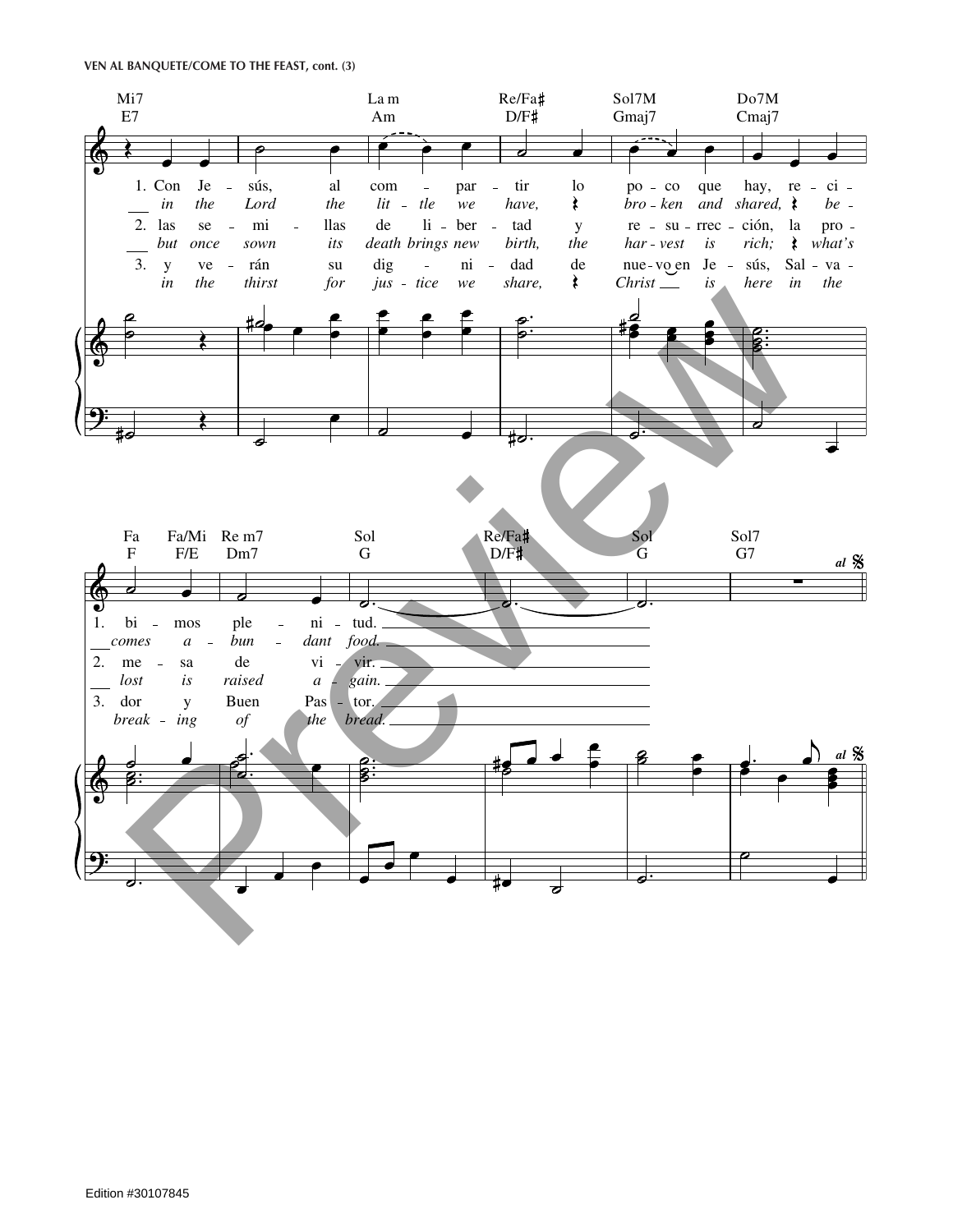VEN AL BANQUETE/COME TO THE FEAST, cont. (3)

Mi7 / E7 — La m / Am — Re/Fa♯ / D/F♯ — Sol7M / Gmaj7 — Do7M / Cmaj7

1. Con Je - sús, al com - par - tir lo po - co que hay, re - ci -
*in the Lord the lit - tle we have, bro - ken and shared, be -*

2. las se - mi - llas de li - ber - tad y re - su - rrec - ción, la pro -
*but once sown its death brings new birth, the har - vest is rich; what's*

3. y ve - rán su dig - ni - dad de nue - vo en Je - sús, Sal - va -
*in the thirst for jus - tice we share, Christ is here in the*

Fa / F — Fa/Mi / F/E — Re m7 / Dm7 — Sol / G — Re/Fa♯ / D/F♯ — Sol / G — Sol7 / G7 — al 𝄋

1. bi - mos ple - ni - tud.
*comes a - bun - dant food.*

2. me - sa de vi - vir.
*lost is raised a - gain.*

3. dor y Buen Pas - tor.
*break - ing of the bread.*

Edition #30107845